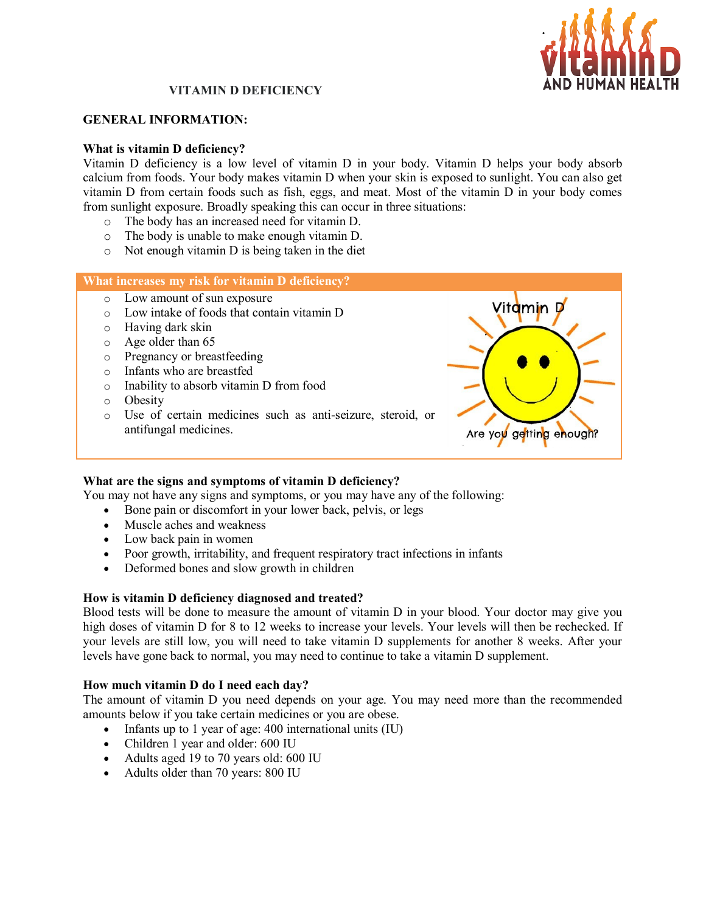# VITAMIN D DEFICIENCY

## GENERAL INFORMATION:

### What is vitamin D deficiency?

Vitamin D deficiency is a low level of vitamin D in your body. Vitamin D helps your body absorb calcium from foods. Your body makes vitamin D when your skin is exposed to sunlight. You can also get vitamin D from certain foods such as fish, eggs, and meat. Most of the vitamin D in your body comes from sunlight exposure. Broadly speaking this can occur in three situations:

- The body has an increased need for vitamin D.
- The body is unable to make enough vitamin D.
- Not enough vitamin D is being taken in the diet

### What increases my risk for vitamin D deficiency?

- Low amount of sun exposure
- Low intake of foods that contain vitamin D
- Having dark skin
- Age older than 65
- Pregnancy or breastfeeding
- Infants who are breastfed
- Inability to absorb vitamin D from food
- Obesity
- Use of certain medicines such as anti-seizure, steroid, or antifungal medicines.

### What are the signs and symptoms of vitamin D deficiency?

You may not have any signs and symptoms, or you may have any of the following:

- Bone pain or discomfort in your lower back, pelvis, or legs
- Muscle aches and weakness
- Low back pain in women
- Poor growth, irritability, and frequent respiratory tract infections in infants
- Deformed bones and slow growth in children

### How is vitamin D deficiency diagnosed and treated?

Blood tests will be done to measure the amount of vitamin D in your blood. Your doctor may give you high doses of vitamin D for 8 to 12 weeks to increase your levels. Your levels will then be rechecked. If your levels are still low, you will need to take vitamin D supplements for another 8 weeks. After your levels have gone back to normal, you may need to continue to take a vitamin D supplement.

### How much vitamin D do I need each day?

The amount of vitamin D you need depends on your age. You may need more than the recommended amounts below if you take certain medicines or you are obese.

- Infants up to 1 year of age: 400 international units (IU)
- Children 1 year and older: 600 IU
- Adults aged 19 to 70 years old: 600 IU
- Adults older than 70 years: 800 IU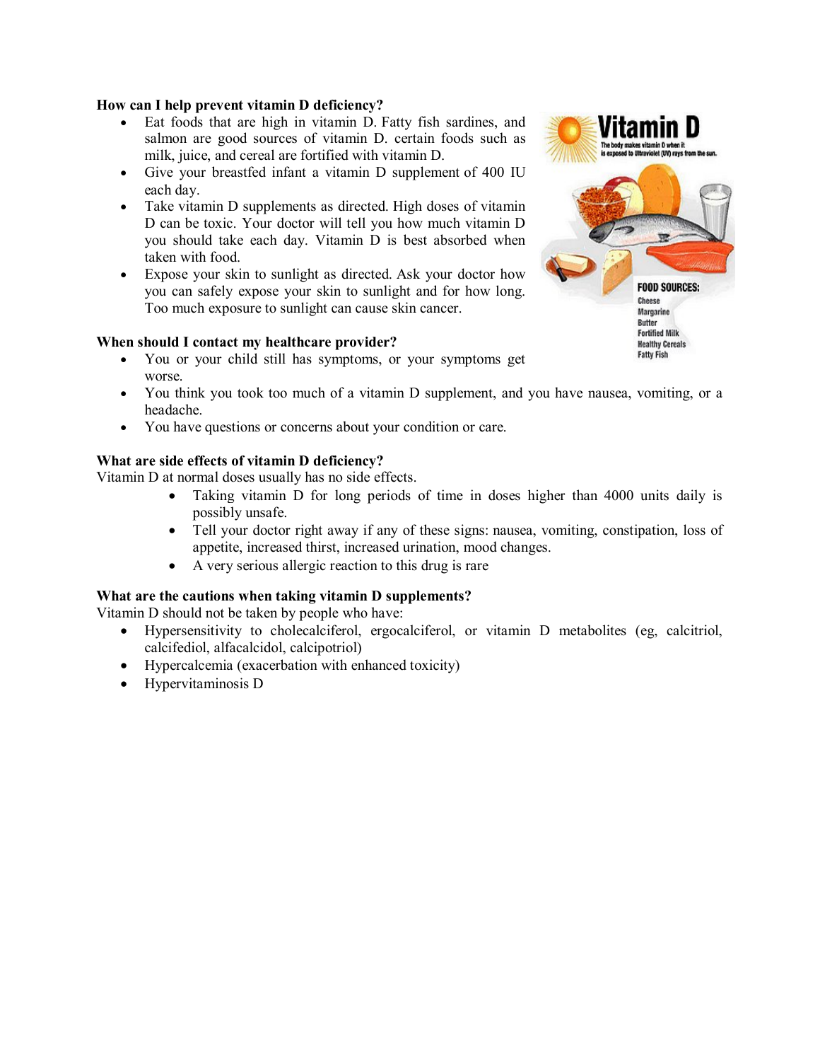**How can I help prevent vitamin D deficiency?**

- Eat foods that are high in vitamin D. Fatty fish sardines, and salmon are good sources of vitamin D. certain foods such as milk, juice, and cereal are fortified with vitamin D.
- Give your breastfed infant a vitamin D supplement of 400 IU each day.
- Take vitamin D supplements as directed. High doses of vitamin D can be toxic. Your doctor will tell you how much vitamin D you should take each day. Vitamin D is best absorbed when taken with food.
- Expose your skin to sunlight as directed. Ask your doctor how you can safely expose your skin to sunlight and for how long. Too much exposure to sunlight can cause skin cancer.

Vitamin D

The body makes vitamin D when it is exposed to Ultraviolet (UV) rays from the sun.

FOOD SOURCES:
Cheese
Margarine
Butter
Fortified Milk
Healthy Cereals
Fatty Fish

**When should I contact my healthcare provider?**

- You or your child still has symptoms, or your symptoms get worse.
- You think you took too much of a vitamin D supplement, and you have nausea, vomiting, or a headache.
- You have questions or concerns about your condition or care.

**What are side effects of vitamin D deficiency?**

Vitamin D at normal doses usually has no side effects.

- Taking vitamin D for long periods of time in doses higher than 4000 units daily is possibly unsafe.
- Tell your doctor right away if any of these signs: nausea, vomiting, constipation, loss of appetite, increased thirst, increased urination, mood changes.
- A very serious allergic reaction to this drug is rare

**What are the cautions when taking vitamin D supplements?**

Vitamin D should not be taken by people who have:

- Hypersensitivity to cholecalciferol, ergocalciferol, or vitamin D metabolites (eg, calcitriol, calcifediol, alfacalcidol, calcipotriol)
- Hypercalcemia (exacerbation with enhanced toxicity)
- Hypervitaminosis D